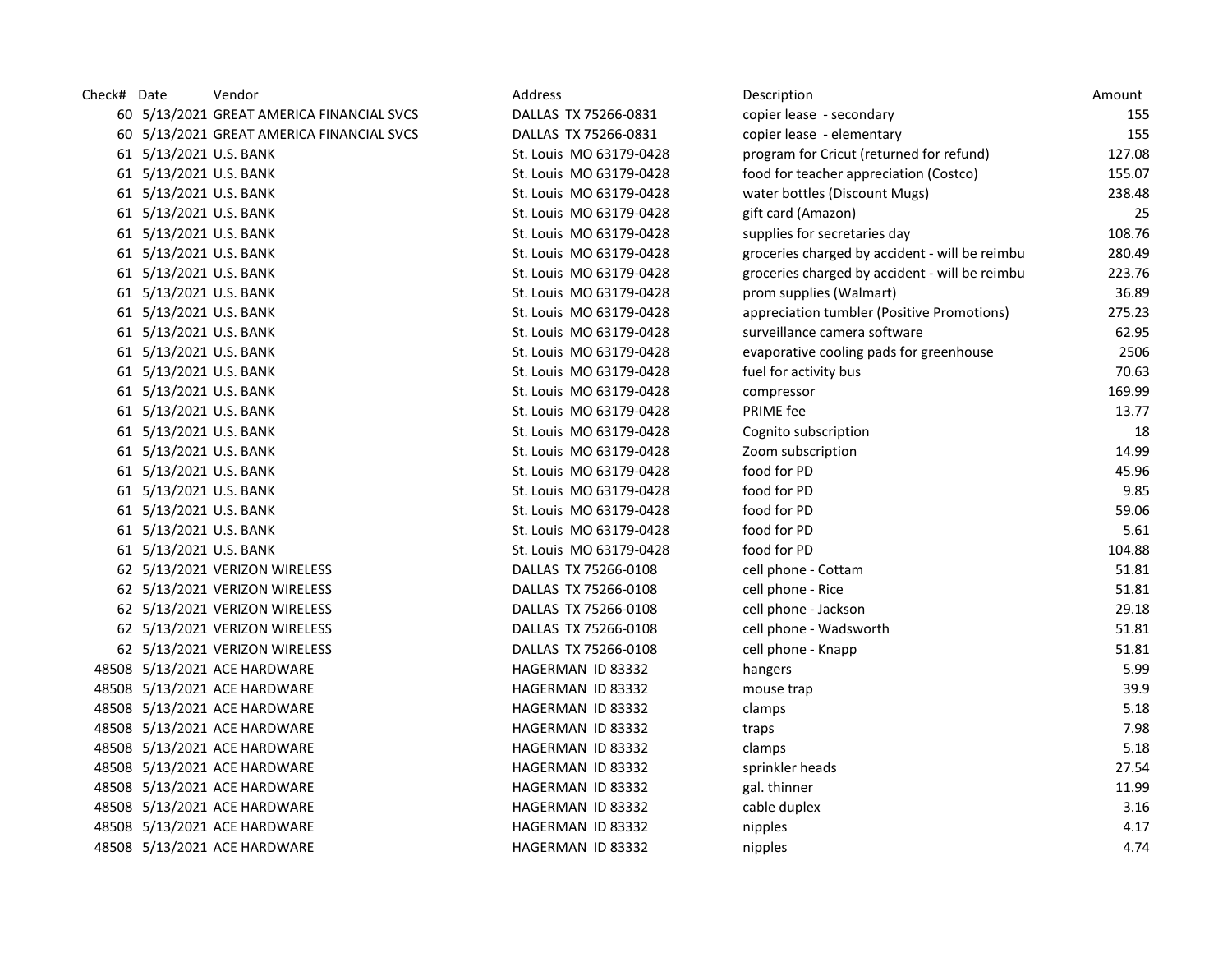| Check# | Date | Vendor | Address | Description | Amount |
|---|---|---|---|---|---|
| 60 | 5/13/2021 | GREAT AMERICA FINANCIAL SVCS | DALLAS TX 75266-0831 | copier lease - secondary | 155 |
| 60 | 5/13/2021 | GREAT AMERICA FINANCIAL SVCS | DALLAS TX 75266-0831 | copier lease - elementary | 155 |
| 61 | 5/13/2021 | U.S. BANK | St. Louis MO 63179-0428 | program for Cricut (returned for refund) | 127.08 |
| 61 | 5/13/2021 | U.S. BANK | St. Louis MO 63179-0428 | food for teacher appreciation (Costco) | 155.07 |
| 61 | 5/13/2021 | U.S. BANK | St. Louis MO 63179-0428 | water bottles (Discount Mugs) | 238.48 |
| 61 | 5/13/2021 | U.S. BANK | St. Louis MO 63179-0428 | gift card (Amazon) | 25 |
| 61 | 5/13/2021 | U.S. BANK | St. Louis MO 63179-0428 | supplies for secretaries day | 108.76 |
| 61 | 5/13/2021 | U.S. BANK | St. Louis MO 63179-0428 | groceries charged by accident - will be reimbu | 280.49 |
| 61 | 5/13/2021 | U.S. BANK | St. Louis MO 63179-0428 | groceries charged by accident - will be reimbu | 223.76 |
| 61 | 5/13/2021 | U.S. BANK | St. Louis MO 63179-0428 | prom supplies (Walmart) | 36.89 |
| 61 | 5/13/2021 | U.S. BANK | St. Louis MO 63179-0428 | appreciation tumbler (Positive Promotions) | 275.23 |
| 61 | 5/13/2021 | U.S. BANK | St. Louis MO 63179-0428 | surveillance camera software | 62.95 |
| 61 | 5/13/2021 | U.S. BANK | St. Louis MO 63179-0428 | evaporative cooling pads for greenhouse | 2506 |
| 61 | 5/13/2021 | U.S. BANK | St. Louis MO 63179-0428 | fuel for activity bus | 70.63 |
| 61 | 5/13/2021 | U.S. BANK | St. Louis MO 63179-0428 | compressor | 169.99 |
| 61 | 5/13/2021 | U.S. BANK | St. Louis MO 63179-0428 | PRIME fee | 13.77 |
| 61 | 5/13/2021 | U.S. BANK | St. Louis MO 63179-0428 | Cognito subscription | 18 |
| 61 | 5/13/2021 | U.S. BANK | St. Louis MO 63179-0428 | Zoom subscription | 14.99 |
| 61 | 5/13/2021 | U.S. BANK | St. Louis MO 63179-0428 | food for PD | 45.96 |
| 61 | 5/13/2021 | U.S. BANK | St. Louis MO 63179-0428 | food for PD | 9.85 |
| 61 | 5/13/2021 | U.S. BANK | St. Louis MO 63179-0428 | food for PD | 59.06 |
| 61 | 5/13/2021 | U.S. BANK | St. Louis MO 63179-0428 | food for PD | 5.61 |
| 61 | 5/13/2021 | U.S. BANK | St. Louis MO 63179-0428 | food for PD | 104.88 |
| 62 | 5/13/2021 | VERIZON WIRELESS | DALLAS TX 75266-0108 | cell phone - Cottam | 51.81 |
| 62 | 5/13/2021 | VERIZON WIRELESS | DALLAS TX 75266-0108 | cell phone - Rice | 51.81 |
| 62 | 5/13/2021 | VERIZON WIRELESS | DALLAS TX 75266-0108 | cell phone - Jackson | 29.18 |
| 62 | 5/13/2021 | VERIZON WIRELESS | DALLAS TX 75266-0108 | cell phone - Wadsworth | 51.81 |
| 62 | 5/13/2021 | VERIZON WIRELESS | DALLAS TX 75266-0108 | cell phone - Knapp | 51.81 |
| 48508 | 5/13/2021 | ACE HARDWARE | HAGERMAN ID 83332 | hangers | 5.99 |
| 48508 | 5/13/2021 | ACE HARDWARE | HAGERMAN ID 83332 | mouse trap | 39.9 |
| 48508 | 5/13/2021 | ACE HARDWARE | HAGERMAN ID 83332 | clamps | 5.18 |
| 48508 | 5/13/2021 | ACE HARDWARE | HAGERMAN ID 83332 | traps | 7.98 |
| 48508 | 5/13/2021 | ACE HARDWARE | HAGERMAN ID 83332 | clamps | 5.18 |
| 48508 | 5/13/2021 | ACE HARDWARE | HAGERMAN ID 83332 | sprinkler heads | 27.54 |
| 48508 | 5/13/2021 | ACE HARDWARE | HAGERMAN ID 83332 | gal. thinner | 11.99 |
| 48508 | 5/13/2021 | ACE HARDWARE | HAGERMAN ID 83332 | cable duplex | 3.16 |
| 48508 | 5/13/2021 | ACE HARDWARE | HAGERMAN ID 83332 | nipples | 4.17 |
| 48508 | 5/13/2021 | ACE HARDWARE | HAGERMAN ID 83332 | nipples | 4.74 |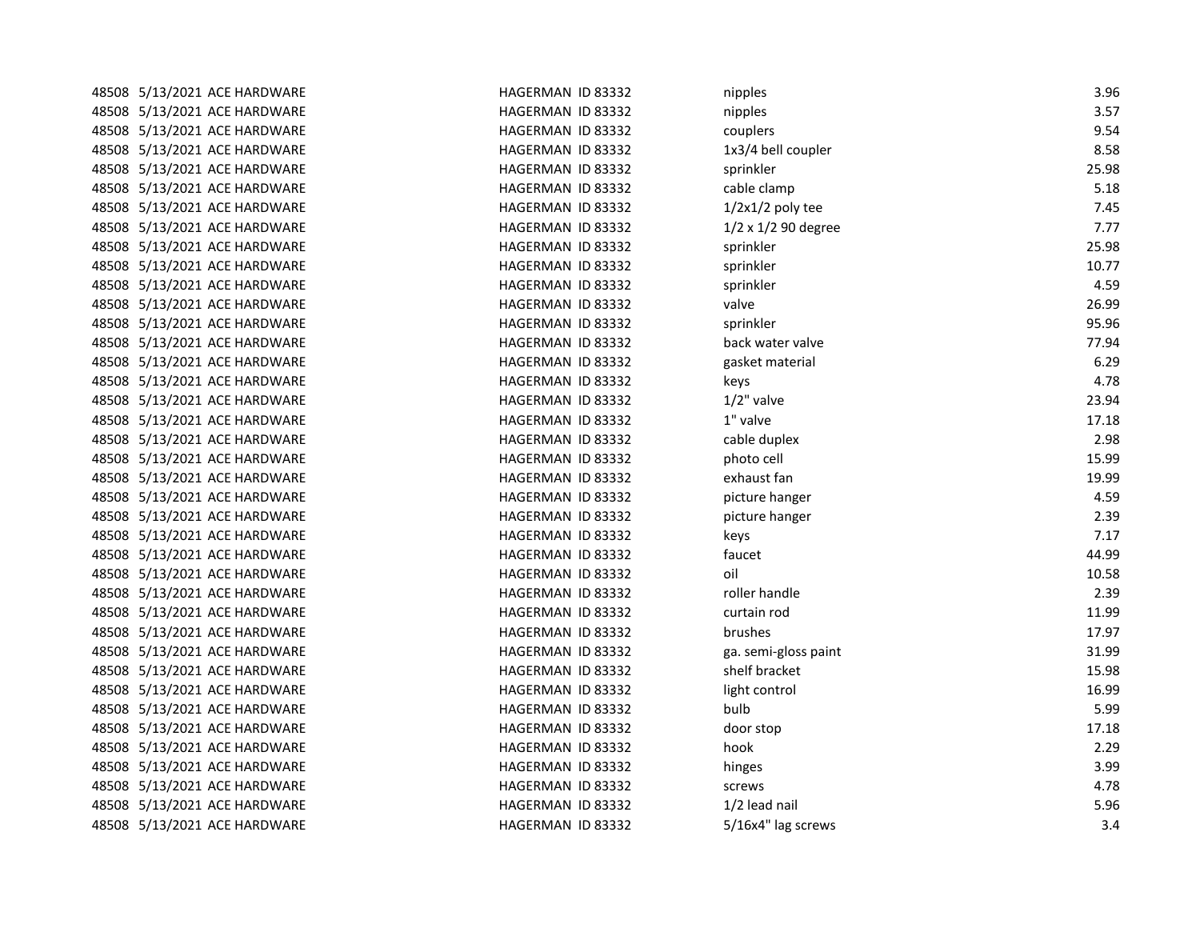| | | | | | |
|---|---|---|---|---|---|
| 48508 | 5/13/2021 | ACE HARDWARE | HAGERMAN ID 83332 | nipples | 3.96 |
| 48508 | 5/13/2021 | ACE HARDWARE | HAGERMAN ID 83332 | nipples | 3.57 |
| 48508 | 5/13/2021 | ACE HARDWARE | HAGERMAN ID 83332 | couplers | 9.54 |
| 48508 | 5/13/2021 | ACE HARDWARE | HAGERMAN ID 83332 | 1x3/4 bell coupler | 8.58 |
| 48508 | 5/13/2021 | ACE HARDWARE | HAGERMAN ID 83332 | sprinkler | 25.98 |
| 48508 | 5/13/2021 | ACE HARDWARE | HAGERMAN ID 83332 | cable clamp | 5.18 |
| 48508 | 5/13/2021 | ACE HARDWARE | HAGERMAN ID 83332 | 1/2x1/2 poly tee | 7.45 |
| 48508 | 5/13/2021 | ACE HARDWARE | HAGERMAN ID 83332 | 1/2 x 1/2 90 degree | 7.77 |
| 48508 | 5/13/2021 | ACE HARDWARE | HAGERMAN ID 83332 | sprinkler | 25.98 |
| 48508 | 5/13/2021 | ACE HARDWARE | HAGERMAN ID 83332 | sprinkler | 10.77 |
| 48508 | 5/13/2021 | ACE HARDWARE | HAGERMAN ID 83332 | sprinkler | 4.59 |
| 48508 | 5/13/2021 | ACE HARDWARE | HAGERMAN ID 83332 | valve | 26.99 |
| 48508 | 5/13/2021 | ACE HARDWARE | HAGERMAN ID 83332 | sprinkler | 95.96 |
| 48508 | 5/13/2021 | ACE HARDWARE | HAGERMAN ID 83332 | back water valve | 77.94 |
| 48508 | 5/13/2021 | ACE HARDWARE | HAGERMAN ID 83332 | gasket material | 6.29 |
| 48508 | 5/13/2021 | ACE HARDWARE | HAGERMAN ID 83332 | keys | 4.78 |
| 48508 | 5/13/2021 | ACE HARDWARE | HAGERMAN ID 83332 | 1/2" valve | 23.94 |
| 48508 | 5/13/2021 | ACE HARDWARE | HAGERMAN ID 83332 | 1" valve | 17.18 |
| 48508 | 5/13/2021 | ACE HARDWARE | HAGERMAN ID 83332 | cable duplex | 2.98 |
| 48508 | 5/13/2021 | ACE HARDWARE | HAGERMAN ID 83332 | photo cell | 15.99 |
| 48508 | 5/13/2021 | ACE HARDWARE | HAGERMAN ID 83332 | exhaust fan | 19.99 |
| 48508 | 5/13/2021 | ACE HARDWARE | HAGERMAN ID 83332 | picture hanger | 4.59 |
| 48508 | 5/13/2021 | ACE HARDWARE | HAGERMAN ID 83332 | picture hanger | 2.39 |
| 48508 | 5/13/2021 | ACE HARDWARE | HAGERMAN ID 83332 | keys | 7.17 |
| 48508 | 5/13/2021 | ACE HARDWARE | HAGERMAN ID 83332 | faucet | 44.99 |
| 48508 | 5/13/2021 | ACE HARDWARE | HAGERMAN ID 83332 | oil | 10.58 |
| 48508 | 5/13/2021 | ACE HARDWARE | HAGERMAN ID 83332 | roller handle | 2.39 |
| 48508 | 5/13/2021 | ACE HARDWARE | HAGERMAN ID 83332 | curtain rod | 11.99 |
| 48508 | 5/13/2021 | ACE HARDWARE | HAGERMAN ID 83332 | brushes | 17.97 |
| 48508 | 5/13/2021 | ACE HARDWARE | HAGERMAN ID 83332 | ga. semi-gloss paint | 31.99 |
| 48508 | 5/13/2021 | ACE HARDWARE | HAGERMAN ID 83332 | shelf bracket | 15.98 |
| 48508 | 5/13/2021 | ACE HARDWARE | HAGERMAN ID 83332 | light control | 16.99 |
| 48508 | 5/13/2021 | ACE HARDWARE | HAGERMAN ID 83332 | bulb | 5.99 |
| 48508 | 5/13/2021 | ACE HARDWARE | HAGERMAN ID 83332 | door stop | 17.18 |
| 48508 | 5/13/2021 | ACE HARDWARE | HAGERMAN ID 83332 | hook | 2.29 |
| 48508 | 5/13/2021 | ACE HARDWARE | HAGERMAN ID 83332 | hinges | 3.99 |
| 48508 | 5/13/2021 | ACE HARDWARE | HAGERMAN ID 83332 | screws | 4.78 |
| 48508 | 5/13/2021 | ACE HARDWARE | HAGERMAN ID 83332 | 1/2 lead nail | 5.96 |
| 48508 | 5/13/2021 | ACE HARDWARE | HAGERMAN ID 83332 | 5/16x4" lag screws | 3.4 |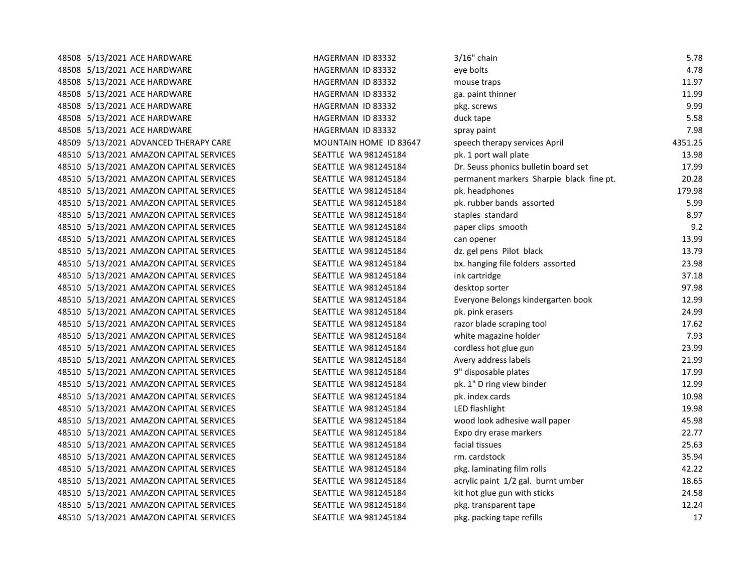| | | | | | |
|---|---|---|---|---|---|
| 48508 | 5/13/2021 | ACE HARDWARE | HAGERMAN ID 83332 | 3/16" chain | 5.78 |
| 48508 | 5/13/2021 | ACE HARDWARE | HAGERMAN ID 83332 | eye bolts | 4.78 |
| 48508 | 5/13/2021 | ACE HARDWARE | HAGERMAN ID 83332 | mouse traps | 11.97 |
| 48508 | 5/13/2021 | ACE HARDWARE | HAGERMAN ID 83332 | ga. paint thinner | 11.99 |
| 48508 | 5/13/2021 | ACE HARDWARE | HAGERMAN ID 83332 | pkg. screws | 9.99 |
| 48508 | 5/13/2021 | ACE HARDWARE | HAGERMAN ID 83332 | duck tape | 5.58 |
| 48508 | 5/13/2021 | ACE HARDWARE | HAGERMAN ID 83332 | spray paint | 7.98 |
| 48509 | 5/13/2021 | ADVANCED THERAPY CARE | MOUNTAIN HOME ID 83647 | speech therapy services April | 4351.25 |
| 48510 | 5/13/2021 | AMAZON CAPITAL SERVICES | SEATTLE WA 981245184 | pk. 1 port wall plate | 13.98 |
| 48510 | 5/13/2021 | AMAZON CAPITAL SERVICES | SEATTLE WA 981245184 | Dr. Seuss phonics bulletin board set | 17.99 |
| 48510 | 5/13/2021 | AMAZON CAPITAL SERVICES | SEATTLE WA 981245184 | permanent markers Sharpie black fine pt. | 20.28 |
| 48510 | 5/13/2021 | AMAZON CAPITAL SERVICES | SEATTLE WA 981245184 | pk. headphones | 179.98 |
| 48510 | 5/13/2021 | AMAZON CAPITAL SERVICES | SEATTLE WA 981245184 | pk. rubber bands assorted | 5.99 |
| 48510 | 5/13/2021 | AMAZON CAPITAL SERVICES | SEATTLE WA 981245184 | staples standard | 8.97 |
| 48510 | 5/13/2021 | AMAZON CAPITAL SERVICES | SEATTLE WA 981245184 | paper clips smooth | 9.2 |
| 48510 | 5/13/2021 | AMAZON CAPITAL SERVICES | SEATTLE WA 981245184 | can opener | 13.99 |
| 48510 | 5/13/2021 | AMAZON CAPITAL SERVICES | SEATTLE WA 981245184 | dz. gel pens Pilot black | 13.79 |
| 48510 | 5/13/2021 | AMAZON CAPITAL SERVICES | SEATTLE WA 981245184 | bx. hanging file folders assorted | 23.98 |
| 48510 | 5/13/2021 | AMAZON CAPITAL SERVICES | SEATTLE WA 981245184 | ink cartridge | 37.18 |
| 48510 | 5/13/2021 | AMAZON CAPITAL SERVICES | SEATTLE WA 981245184 | desktop sorter | 97.98 |
| 48510 | 5/13/2021 | AMAZON CAPITAL SERVICES | SEATTLE WA 981245184 | Everyone Belongs kindergarten book | 12.99 |
| 48510 | 5/13/2021 | AMAZON CAPITAL SERVICES | SEATTLE WA 981245184 | pk. pink erasers | 24.99 |
| 48510 | 5/13/2021 | AMAZON CAPITAL SERVICES | SEATTLE WA 981245184 | razor blade scraping tool | 17.62 |
| 48510 | 5/13/2021 | AMAZON CAPITAL SERVICES | SEATTLE WA 981245184 | white magazine holder | 7.93 |
| 48510 | 5/13/2021 | AMAZON CAPITAL SERVICES | SEATTLE WA 981245184 | cordless hot glue gun | 23.99 |
| 48510 | 5/13/2021 | AMAZON CAPITAL SERVICES | SEATTLE WA 981245184 | Avery address labels | 21.99 |
| 48510 | 5/13/2021 | AMAZON CAPITAL SERVICES | SEATTLE WA 981245184 | 9" disposable plates | 17.99 |
| 48510 | 5/13/2021 | AMAZON CAPITAL SERVICES | SEATTLE WA 981245184 | pk. 1" D ring view binder | 12.99 |
| 48510 | 5/13/2021 | AMAZON CAPITAL SERVICES | SEATTLE WA 981245184 | pk. index cards | 10.98 |
| 48510 | 5/13/2021 | AMAZON CAPITAL SERVICES | SEATTLE WA 981245184 | LED flashlight | 19.98 |
| 48510 | 5/13/2021 | AMAZON CAPITAL SERVICES | SEATTLE WA 981245184 | wood look adhesive wall paper | 45.98 |
| 48510 | 5/13/2021 | AMAZON CAPITAL SERVICES | SEATTLE WA 981245184 | Expo dry erase markers | 22.77 |
| 48510 | 5/13/2021 | AMAZON CAPITAL SERVICES | SEATTLE WA 981245184 | facial tissues | 25.63 |
| 48510 | 5/13/2021 | AMAZON CAPITAL SERVICES | SEATTLE WA 981245184 | rm. cardstock | 35.94 |
| 48510 | 5/13/2021 | AMAZON CAPITAL SERVICES | SEATTLE WA 981245184 | pkg. laminating film rolls | 42.22 |
| 48510 | 5/13/2021 | AMAZON CAPITAL SERVICES | SEATTLE WA 981245184 | acrylic paint 1/2 gal. burnt umber | 18.65 |
| 48510 | 5/13/2021 | AMAZON CAPITAL SERVICES | SEATTLE WA 981245184 | kit hot glue gun with sticks | 24.58 |
| 48510 | 5/13/2021 | AMAZON CAPITAL SERVICES | SEATTLE WA 981245184 | pkg. transparent tape | 12.24 |
| 48510 | 5/13/2021 | AMAZON CAPITAL SERVICES | SEATTLE WA 981245184 | pkg. packing tape refills | 17 |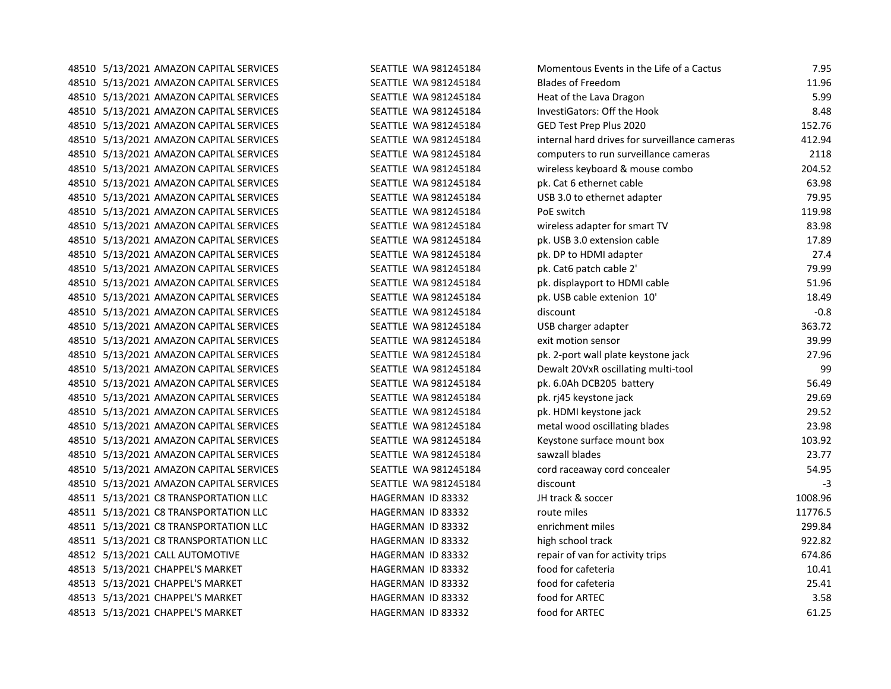| | | | | | |
|---|---|---|---|---|---|
| 48510 | 5/13/2021 | AMAZON CAPITAL SERVICES | SEATTLE WA 981245184 | Momentous Events in the Life of a Cactus | 7.95 |
| 48510 | 5/13/2021 | AMAZON CAPITAL SERVICES | SEATTLE WA 981245184 | Blades of Freedom | 11.96 |
| 48510 | 5/13/2021 | AMAZON CAPITAL SERVICES | SEATTLE WA 981245184 | Heat of the Lava Dragon | 5.99 |
| 48510 | 5/13/2021 | AMAZON CAPITAL SERVICES | SEATTLE WA 981245184 | InvestiGators: Off the Hook | 8.48 |
| 48510 | 5/13/2021 | AMAZON CAPITAL SERVICES | SEATTLE WA 981245184 | GED Test Prep Plus 2020 | 152.76 |
| 48510 | 5/13/2021 | AMAZON CAPITAL SERVICES | SEATTLE WA 981245184 | internal hard drives for surveillance cameras | 412.94 |
| 48510 | 5/13/2021 | AMAZON CAPITAL SERVICES | SEATTLE WA 981245184 | computers to run surveillance cameras | 2118 |
| 48510 | 5/13/2021 | AMAZON CAPITAL SERVICES | SEATTLE WA 981245184 | wireless keyboard & mouse combo | 204.52 |
| 48510 | 5/13/2021 | AMAZON CAPITAL SERVICES | SEATTLE WA 981245184 | pk. Cat 6 ethernet cable | 63.98 |
| 48510 | 5/13/2021 | AMAZON CAPITAL SERVICES | SEATTLE WA 981245184 | USB 3.0 to ethernet adapter | 79.95 |
| 48510 | 5/13/2021 | AMAZON CAPITAL SERVICES | SEATTLE WA 981245184 | PoE switch | 119.98 |
| 48510 | 5/13/2021 | AMAZON CAPITAL SERVICES | SEATTLE WA 981245184 | wireless adapter for smart TV | 83.98 |
| 48510 | 5/13/2021 | AMAZON CAPITAL SERVICES | SEATTLE WA 981245184 | pk. USB 3.0 extension cable | 17.89 |
| 48510 | 5/13/2021 | AMAZON CAPITAL SERVICES | SEATTLE WA 981245184 | pk. DP to HDMI adapter | 27.4 |
| 48510 | 5/13/2021 | AMAZON CAPITAL SERVICES | SEATTLE WA 981245184 | pk. Cat6 patch cable 2' | 79.99 |
| 48510 | 5/13/2021 | AMAZON CAPITAL SERVICES | SEATTLE WA 981245184 | pk. displayport to HDMI cable | 51.96 |
| 48510 | 5/13/2021 | AMAZON CAPITAL SERVICES | SEATTLE WA 981245184 | pk. USB cable extenion 10' | 18.49 |
| 48510 | 5/13/2021 | AMAZON CAPITAL SERVICES | SEATTLE WA 981245184 | discount | -0.8 |
| 48510 | 5/13/2021 | AMAZON CAPITAL SERVICES | SEATTLE WA 981245184 | USB charger adapter | 363.72 |
| 48510 | 5/13/2021 | AMAZON CAPITAL SERVICES | SEATTLE WA 981245184 | exit motion sensor | 39.99 |
| 48510 | 5/13/2021 | AMAZON CAPITAL SERVICES | SEATTLE WA 981245184 | pk. 2-port wall plate keystone jack | 27.96 |
| 48510 | 5/13/2021 | AMAZON CAPITAL SERVICES | SEATTLE WA 981245184 | Dewalt 20VxR oscillating multi-tool | 99 |
| 48510 | 5/13/2021 | AMAZON CAPITAL SERVICES | SEATTLE WA 981245184 | pk. 6.0Ah DCB205 battery | 56.49 |
| 48510 | 5/13/2021 | AMAZON CAPITAL SERVICES | SEATTLE WA 981245184 | pk. rj45 keystone jack | 29.69 |
| 48510 | 5/13/2021 | AMAZON CAPITAL SERVICES | SEATTLE WA 981245184 | pk. HDMI keystone jack | 29.52 |
| 48510 | 5/13/2021 | AMAZON CAPITAL SERVICES | SEATTLE WA 981245184 | metal wood oscillating blades | 23.98 |
| 48510 | 5/13/2021 | AMAZON CAPITAL SERVICES | SEATTLE WA 981245184 | Keystone surface mount box | 103.92 |
| 48510 | 5/13/2021 | AMAZON CAPITAL SERVICES | SEATTLE WA 981245184 | sawzall blades | 23.77 |
| 48510 | 5/13/2021 | AMAZON CAPITAL SERVICES | SEATTLE WA 981245184 | cord raceaway cord concealer | 54.95 |
| 48510 | 5/13/2021 | AMAZON CAPITAL SERVICES | SEATTLE WA 981245184 | discount | -3 |
| 48511 | 5/13/2021 | C8 TRANSPORTATION LLC | HAGERMAN ID 83332 | JH track & soccer | 1008.96 |
| 48511 | 5/13/2021 | C8 TRANSPORTATION LLC | HAGERMAN ID 83332 | route miles | 11776.5 |
| 48511 | 5/13/2021 | C8 TRANSPORTATION LLC | HAGERMAN ID 83332 | enrichment miles | 299.84 |
| 48511 | 5/13/2021 | C8 TRANSPORTATION LLC | HAGERMAN ID 83332 | high school track | 922.82 |
| 48512 | 5/13/2021 | CALL AUTOMOTIVE | HAGERMAN ID 83332 | repair of van for activity trips | 674.86 |
| 48513 | 5/13/2021 | CHAPPEL'S MARKET | HAGERMAN ID 83332 | food for cafeteria | 10.41 |
| 48513 | 5/13/2021 | CHAPPEL'S MARKET | HAGERMAN ID 83332 | food for cafeteria | 25.41 |
| 48513 | 5/13/2021 | CHAPPEL'S MARKET | HAGERMAN ID 83332 | food for ARTEC | 3.58 |
| 48513 | 5/13/2021 | CHAPPEL'S MARKET | HAGERMAN ID 83332 | food for ARTEC | 61.25 |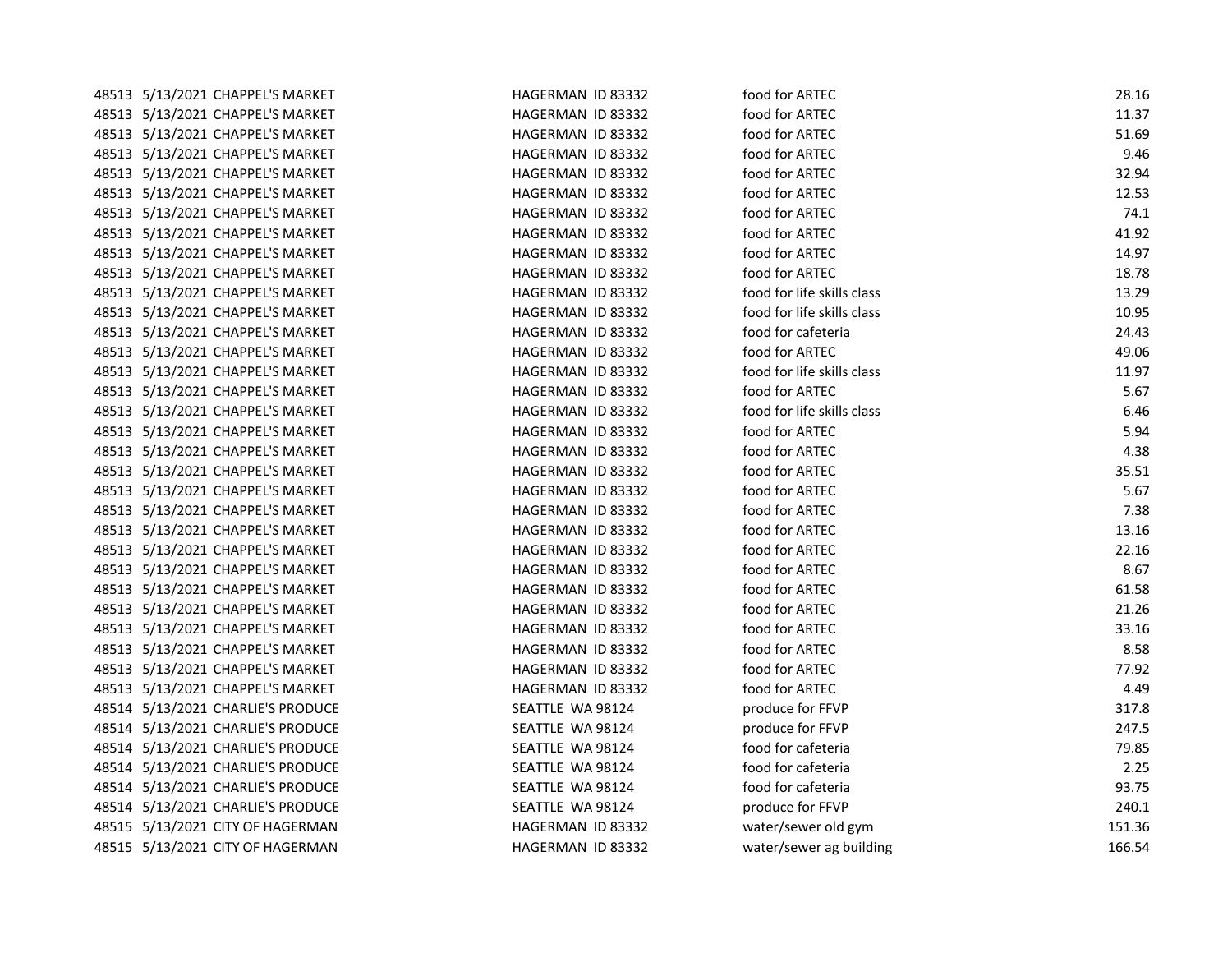| | | | | | |
|---|---|---|---|---|---|
| 48513 | 5/13/2021 | CHAPPEL'S MARKET | HAGERMAN ID 83332 | food for ARTEC | 28.16 |
| 48513 | 5/13/2021 | CHAPPEL'S MARKET | HAGERMAN ID 83332 | food for ARTEC | 11.37 |
| 48513 | 5/13/2021 | CHAPPEL'S MARKET | HAGERMAN ID 83332 | food for ARTEC | 51.69 |
| 48513 | 5/13/2021 | CHAPPEL'S MARKET | HAGERMAN ID 83332 | food for ARTEC | 9.46 |
| 48513 | 5/13/2021 | CHAPPEL'S MARKET | HAGERMAN ID 83332 | food for ARTEC | 32.94 |
| 48513 | 5/13/2021 | CHAPPEL'S MARKET | HAGERMAN ID 83332 | food for ARTEC | 12.53 |
| 48513 | 5/13/2021 | CHAPPEL'S MARKET | HAGERMAN ID 83332 | food for ARTEC | 74.1 |
| 48513 | 5/13/2021 | CHAPPEL'S MARKET | HAGERMAN ID 83332 | food for ARTEC | 41.92 |
| 48513 | 5/13/2021 | CHAPPEL'S MARKET | HAGERMAN ID 83332 | food for ARTEC | 14.97 |
| 48513 | 5/13/2021 | CHAPPEL'S MARKET | HAGERMAN ID 83332 | food for ARTEC | 18.78 |
| 48513 | 5/13/2021 | CHAPPEL'S MARKET | HAGERMAN ID 83332 | food for life skills class | 13.29 |
| 48513 | 5/13/2021 | CHAPPEL'S MARKET | HAGERMAN ID 83332 | food for life skills class | 10.95 |
| 48513 | 5/13/2021 | CHAPPEL'S MARKET | HAGERMAN ID 83332 | food for cafeteria | 24.43 |
| 48513 | 5/13/2021 | CHAPPEL'S MARKET | HAGERMAN ID 83332 | food for ARTEC | 49.06 |
| 48513 | 5/13/2021 | CHAPPEL'S MARKET | HAGERMAN ID 83332 | food for life skills class | 11.97 |
| 48513 | 5/13/2021 | CHAPPEL'S MARKET | HAGERMAN ID 83332 | food for ARTEC | 5.67 |
| 48513 | 5/13/2021 | CHAPPEL'S MARKET | HAGERMAN ID 83332 | food for life skills class | 6.46 |
| 48513 | 5/13/2021 | CHAPPEL'S MARKET | HAGERMAN ID 83332 | food for ARTEC | 5.94 |
| 48513 | 5/13/2021 | CHAPPEL'S MARKET | HAGERMAN ID 83332 | food for ARTEC | 4.38 |
| 48513 | 5/13/2021 | CHAPPEL'S MARKET | HAGERMAN ID 83332 | food for ARTEC | 35.51 |
| 48513 | 5/13/2021 | CHAPPEL'S MARKET | HAGERMAN ID 83332 | food for ARTEC | 5.67 |
| 48513 | 5/13/2021 | CHAPPEL'S MARKET | HAGERMAN ID 83332 | food for ARTEC | 7.38 |
| 48513 | 5/13/2021 | CHAPPEL'S MARKET | HAGERMAN ID 83332 | food for ARTEC | 13.16 |
| 48513 | 5/13/2021 | CHAPPEL'S MARKET | HAGERMAN ID 83332 | food for ARTEC | 22.16 |
| 48513 | 5/13/2021 | CHAPPEL'S MARKET | HAGERMAN ID 83332 | food for ARTEC | 8.67 |
| 48513 | 5/13/2021 | CHAPPEL'S MARKET | HAGERMAN ID 83332 | food for ARTEC | 61.58 |
| 48513 | 5/13/2021 | CHAPPEL'S MARKET | HAGERMAN ID 83332 | food for ARTEC | 21.26 |
| 48513 | 5/13/2021 | CHAPPEL'S MARKET | HAGERMAN ID 83332 | food for ARTEC | 33.16 |
| 48513 | 5/13/2021 | CHAPPEL'S MARKET | HAGERMAN ID 83332 | food for ARTEC | 8.58 |
| 48513 | 5/13/2021 | CHAPPEL'S MARKET | HAGERMAN ID 83332 | food for ARTEC | 77.92 |
| 48513 | 5/13/2021 | CHAPPEL'S MARKET | HAGERMAN ID 83332 | food for ARTEC | 4.49 |
| 48514 | 5/13/2021 | CHARLIE'S PRODUCE | SEATTLE WA 98124 | produce for FFVP | 317.8 |
| 48514 | 5/13/2021 | CHARLIE'S PRODUCE | SEATTLE WA 98124 | produce for FFVP | 247.5 |
| 48514 | 5/13/2021 | CHARLIE'S PRODUCE | SEATTLE WA 98124 | food for cafeteria | 79.85 |
| 48514 | 5/13/2021 | CHARLIE'S PRODUCE | SEATTLE WA 98124 | food for cafeteria | 2.25 |
| 48514 | 5/13/2021 | CHARLIE'S PRODUCE | SEATTLE WA 98124 | food for cafeteria | 93.75 |
| 48514 | 5/13/2021 | CHARLIE'S PRODUCE | SEATTLE WA 98124 | produce for FFVP | 240.1 |
| 48515 | 5/13/2021 | CITY OF HAGERMAN | HAGERMAN ID 83332 | water/sewer old gym | 151.36 |
| 48515 | 5/13/2021 | CITY OF HAGERMAN | HAGERMAN ID 83332 | water/sewer ag building | 166.54 |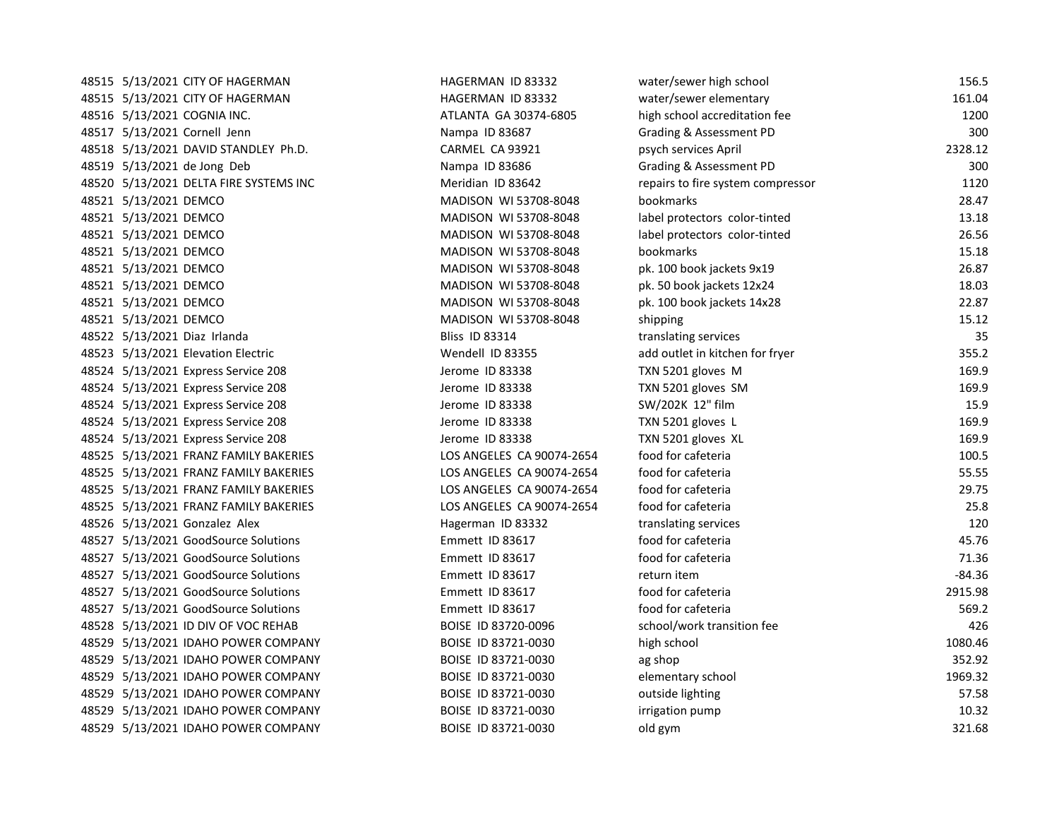| | | | | | |
|---|---|---|---|---|---|
| 48515 | 5/13/2021 | CITY OF HAGERMAN | HAGERMAN ID 83332 | water/sewer high school | 156.5 |
| 48515 | 5/13/2021 | CITY OF HAGERMAN | HAGERMAN ID 83332 | water/sewer elementary | 161.04 |
| 48516 | 5/13/2021 | COGNIA INC. | ATLANTA GA 30374-6805 | high school accreditation fee | 1200 |
| 48517 | 5/13/2021 | Cornell Jenn | Nampa ID 83687 | Grading & Assessment PD | 300 |
| 48518 | 5/13/2021 | DAVID STANDLEY Ph.D. | CARMEL CA 93921 | psych services April | 2328.12 |
| 48519 | 5/13/2021 | de Jong Deb | Nampa ID 83686 | Grading & Assessment PD | 300 |
| 48520 | 5/13/2021 | DELTA FIRE SYSTEMS INC | Meridian ID 83642 | repairs to fire system compressor | 1120 |
| 48521 | 5/13/2021 | DEMCO | MADISON WI 53708-8048 | bookmarks | 28.47 |
| 48521 | 5/13/2021 | DEMCO | MADISON WI 53708-8048 | label protectors color-tinted | 13.18 |
| 48521 | 5/13/2021 | DEMCO | MADISON WI 53708-8048 | label protectors color-tinted | 26.56 |
| 48521 | 5/13/2021 | DEMCO | MADISON WI 53708-8048 | bookmarks | 15.18 |
| 48521 | 5/13/2021 | DEMCO | MADISON WI 53708-8048 | pk. 100 book jackets 9x19 | 26.87 |
| 48521 | 5/13/2021 | DEMCO | MADISON WI 53708-8048 | pk. 50 book jackets 12x24 | 18.03 |
| 48521 | 5/13/2021 | DEMCO | MADISON WI 53708-8048 | pk. 100 book jackets 14x28 | 22.87 |
| 48521 | 5/13/2021 | DEMCO | MADISON WI 53708-8048 | shipping | 15.12 |
| 48522 | 5/13/2021 | Diaz Irlanda | Bliss ID 83314 | translating services | 35 |
| 48523 | 5/13/2021 | Elevation Electric | Wendell ID 83355 | add outlet in kitchen for fryer | 355.2 |
| 48524 | 5/13/2021 | Express Service 208 | Jerome ID 83338 | TXN 5201 gloves M | 169.9 |
| 48524 | 5/13/2021 | Express Service 208 | Jerome ID 83338 | TXN 5201 gloves SM | 169.9 |
| 48524 | 5/13/2021 | Express Service 208 | Jerome ID 83338 | SW/202K 12" film | 15.9 |
| 48524 | 5/13/2021 | Express Service 208 | Jerome ID 83338 | TXN 5201 gloves L | 169.9 |
| 48524 | 5/13/2021 | Express Service 208 | Jerome ID 83338 | TXN 5201 gloves XL | 169.9 |
| 48525 | 5/13/2021 | FRANZ FAMILY BAKERIES | LOS ANGELES CA 90074-2654 | food for cafeteria | 100.5 |
| 48525 | 5/13/2021 | FRANZ FAMILY BAKERIES | LOS ANGELES CA 90074-2654 | food for cafeteria | 55.55 |
| 48525 | 5/13/2021 | FRANZ FAMILY BAKERIES | LOS ANGELES CA 90074-2654 | food for cafeteria | 29.75 |
| 48525 | 5/13/2021 | FRANZ FAMILY BAKERIES | LOS ANGELES CA 90074-2654 | food for cafeteria | 25.8 |
| 48526 | 5/13/2021 | Gonzalez Alex | Hagerman ID 83332 | translating services | 120 |
| 48527 | 5/13/2021 | GoodSource Solutions | Emmett ID 83617 | food for cafeteria | 45.76 |
| 48527 | 5/13/2021 | GoodSource Solutions | Emmett ID 83617 | food for cafeteria | 71.36 |
| 48527 | 5/13/2021 | GoodSource Solutions | Emmett ID 83617 | return item | -84.36 |
| 48527 | 5/13/2021 | GoodSource Solutions | Emmett ID 83617 | food for cafeteria | 2915.98 |
| 48527 | 5/13/2021 | GoodSource Solutions | Emmett ID 83617 | food for cafeteria | 569.2 |
| 48528 | 5/13/2021 | ID DIV OF VOC REHAB | BOISE ID 83720-0096 | school/work transition fee | 426 |
| 48529 | 5/13/2021 | IDAHO POWER COMPANY | BOISE ID 83721-0030 | high school | 1080.46 |
| 48529 | 5/13/2021 | IDAHO POWER COMPANY | BOISE ID 83721-0030 | ag shop | 352.92 |
| 48529 | 5/13/2021 | IDAHO POWER COMPANY | BOISE ID 83721-0030 | elementary school | 1969.32 |
| 48529 | 5/13/2021 | IDAHO POWER COMPANY | BOISE ID 83721-0030 | outside lighting | 57.58 |
| 48529 | 5/13/2021 | IDAHO POWER COMPANY | BOISE ID 83721-0030 | irrigation pump | 10.32 |
| 48529 | 5/13/2021 | IDAHO POWER COMPANY | BOISE ID 83721-0030 | old gym | 321.68 |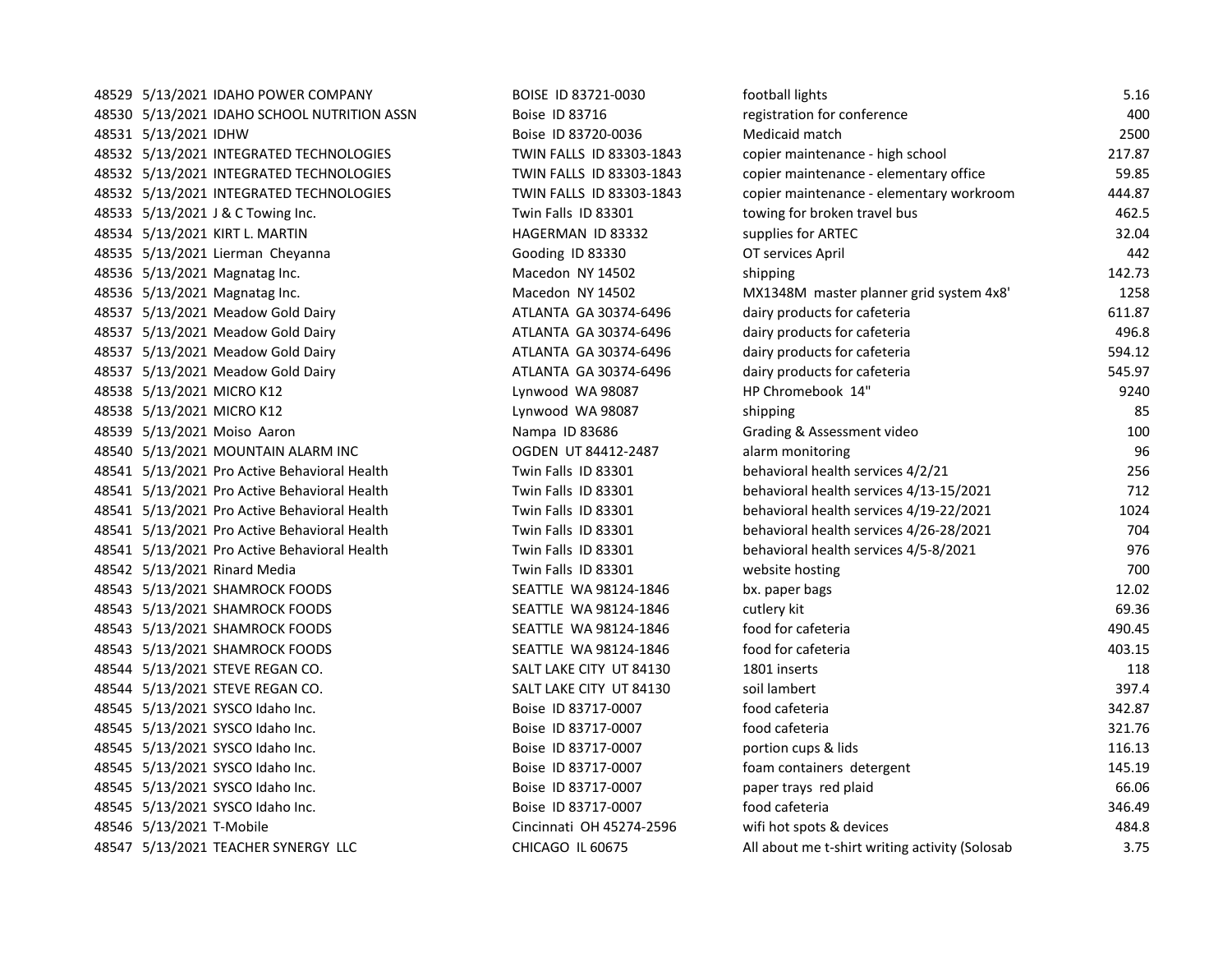| | | | | | |
|---|---|---|---|---|---|
| 48529 | 5/13/2021 | IDAHO POWER COMPANY | BOISE ID 83721-0030 | football lights | 5.16 |
| 48530 | 5/13/2021 | IDAHO SCHOOL NUTRITION ASSN | Boise ID 83716 | registration for conference | 400 |
| 48531 | 5/13/2021 | IDHW | Boise ID 83720-0036 | Medicaid match | 2500 |
| 48532 | 5/13/2021 | INTEGRATED TECHNOLOGIES | TWIN FALLS ID 83303-1843 | copier maintenance - high school | 217.87 |
| 48532 | 5/13/2021 | INTEGRATED TECHNOLOGIES | TWIN FALLS ID 83303-1843 | copier maintenance - elementary office | 59.85 |
| 48532 | 5/13/2021 | INTEGRATED TECHNOLOGIES | TWIN FALLS ID 83303-1843 | copier maintenance - elementary workroom | 444.87 |
| 48533 | 5/13/2021 | J & C Towing Inc. | Twin Falls ID 83301 | towing for broken travel bus | 462.5 |
| 48534 | 5/13/2021 | KIRT L. MARTIN | HAGERMAN ID 83332 | supplies for ARTEC | 32.04 |
| 48535 | 5/13/2021 | Lierman Cheyanna | Gooding ID 83330 | OT services April | 442 |
| 48536 | 5/13/2021 | Magnatag Inc. | Macedon NY 14502 | shipping | 142.73 |
| 48536 | 5/13/2021 | Magnatag Inc. | Macedon NY 14502 | MX1348M master planner grid system 4x8' | 1258 |
| 48537 | 5/13/2021 | Meadow Gold Dairy | ATLANTA GA 30374-6496 | dairy products for cafeteria | 611.87 |
| 48537 | 5/13/2021 | Meadow Gold Dairy | ATLANTA GA 30374-6496 | dairy products for cafeteria | 496.8 |
| 48537 | 5/13/2021 | Meadow Gold Dairy | ATLANTA GA 30374-6496 | dairy products for cafeteria | 594.12 |
| 48537 | 5/13/2021 | Meadow Gold Dairy | ATLANTA GA 30374-6496 | dairy products for cafeteria | 545.97 |
| 48538 | 5/13/2021 | MICRO K12 | Lynwood WA 98087 | HP Chromebook 14" | 9240 |
| 48538 | 5/13/2021 | MICRO K12 | Lynwood WA 98087 | shipping | 85 |
| 48539 | 5/13/2021 | Moiso Aaron | Nampa ID 83686 | Grading & Assessment video | 100 |
| 48540 | 5/13/2021 | MOUNTAIN ALARM INC | OGDEN UT 84412-2487 | alarm monitoring | 96 |
| 48541 | 5/13/2021 | Pro Active Behavioral Health | Twin Falls ID 83301 | behavioral health services 4/2/21 | 256 |
| 48541 | 5/13/2021 | Pro Active Behavioral Health | Twin Falls ID 83301 | behavioral health services 4/13-15/2021 | 712 |
| 48541 | 5/13/2021 | Pro Active Behavioral Health | Twin Falls ID 83301 | behavioral health services 4/19-22/2021 | 1024 |
| 48541 | 5/13/2021 | Pro Active Behavioral Health | Twin Falls ID 83301 | behavioral health services 4/26-28/2021 | 704 |
| 48541 | 5/13/2021 | Pro Active Behavioral Health | Twin Falls ID 83301 | behavioral health services 4/5-8/2021 | 976 |
| 48542 | 5/13/2021 | Rinard Media | Twin Falls ID 83301 | website hosting | 700 |
| 48543 | 5/13/2021 | SHAMROCK FOODS | SEATTLE WA 98124-1846 | bx. paper bags | 12.02 |
| 48543 | 5/13/2021 | SHAMROCK FOODS | SEATTLE WA 98124-1846 | cutlery kit | 69.36 |
| 48543 | 5/13/2021 | SHAMROCK FOODS | SEATTLE WA 98124-1846 | food for cafeteria | 490.45 |
| 48543 | 5/13/2021 | SHAMROCK FOODS | SEATTLE WA 98124-1846 | food for cafeteria | 403.15 |
| 48544 | 5/13/2021 | STEVE REGAN CO. | SALT LAKE CITY UT 84130 | 1801 inserts | 118 |
| 48544 | 5/13/2021 | STEVE REGAN CO. | SALT LAKE CITY UT 84130 | soil lambert | 397.4 |
| 48545 | 5/13/2021 | SYSCO Idaho Inc. | Boise ID 83717-0007 | food cafeteria | 342.87 |
| 48545 | 5/13/2021 | SYSCO Idaho Inc. | Boise ID 83717-0007 | food cafeteria | 321.76 |
| 48545 | 5/13/2021 | SYSCO Idaho Inc. | Boise ID 83717-0007 | portion cups & lids | 116.13 |
| 48545 | 5/13/2021 | SYSCO Idaho Inc. | Boise ID 83717-0007 | foam containers detergent | 145.19 |
| 48545 | 5/13/2021 | SYSCO Idaho Inc. | Boise ID 83717-0007 | paper trays red plaid | 66.06 |
| 48545 | 5/13/2021 | SYSCO Idaho Inc. | Boise ID 83717-0007 | food cafeteria | 346.49 |
| 48546 | 5/13/2021 | T-Mobile | Cincinnati OH 45274-2596 | wifi hot spots & devices | 484.8 |
| 48547 | 5/13/2021 | TEACHER SYNERGY LLC | CHICAGO IL 60675 | All about me t-shirt writing activity (Solosab | 3.75 |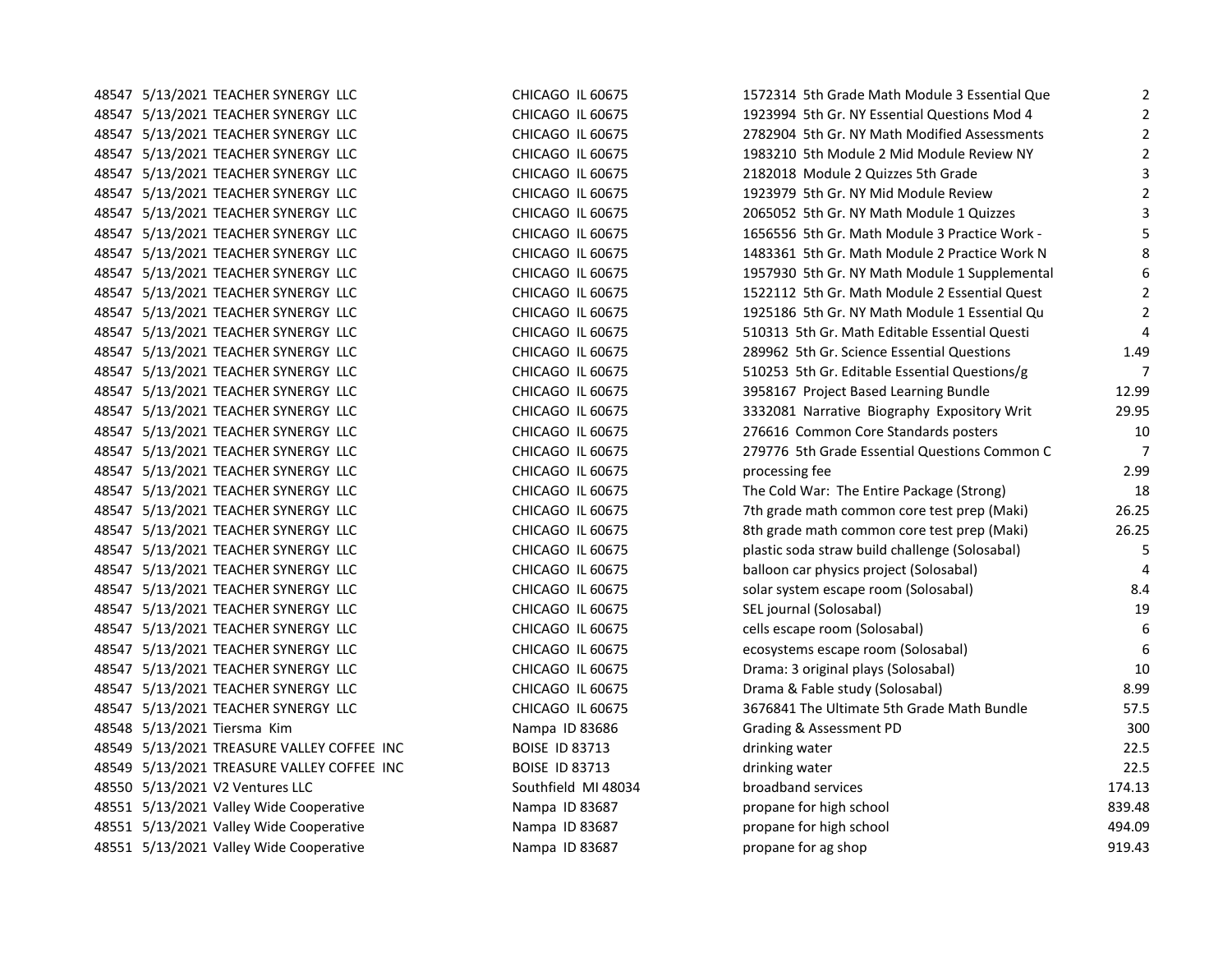| | | | | | |
|---|---|---|---|---|---|
| 48547 | 5/13/2021 | TEACHER SYNERGY LLC | CHICAGO IL 60675 | 1572314 5th Grade Math Module 3 Essential Que | 2 |
| 48547 | 5/13/2021 | TEACHER SYNERGY LLC | CHICAGO IL 60675 | 1923994 5th Gr. NY Essential Questions Mod 4 | 2 |
| 48547 | 5/13/2021 | TEACHER SYNERGY LLC | CHICAGO IL 60675 | 2782904 5th Gr. NY Math Modified Assessments | 2 |
| 48547 | 5/13/2021 | TEACHER SYNERGY LLC | CHICAGO IL 60675 | 1983210 5th Module 2 Mid Module Review NY | 2 |
| 48547 | 5/13/2021 | TEACHER SYNERGY LLC | CHICAGO IL 60675 | 2182018 Module 2 Quizzes 5th Grade | 3 |
| 48547 | 5/13/2021 | TEACHER SYNERGY LLC | CHICAGO IL 60675 | 1923979 5th Gr. NY Mid Module Review | 2 |
| 48547 | 5/13/2021 | TEACHER SYNERGY LLC | CHICAGO IL 60675 | 2065052 5th Gr. NY Math Module 1 Quizzes | 3 |
| 48547 | 5/13/2021 | TEACHER SYNERGY LLC | CHICAGO IL 60675 | 1656556 5th Gr. Math Module 3 Practice Work - | 5 |
| 48547 | 5/13/2021 | TEACHER SYNERGY LLC | CHICAGO IL 60675 | 1483361 5th Gr. Math Module 2 Practice Work N | 8 |
| 48547 | 5/13/2021 | TEACHER SYNERGY LLC | CHICAGO IL 60675 | 1957930 5th Gr. NY Math Module 1 Supplemental | 6 |
| 48547 | 5/13/2021 | TEACHER SYNERGY LLC | CHICAGO IL 60675 | 1522112 5th Gr. Math Module 2 Essential Quest | 2 |
| 48547 | 5/13/2021 | TEACHER SYNERGY LLC | CHICAGO IL 60675 | 1925186 5th Gr. NY Math Module 1 Essential Qu | 2 |
| 48547 | 5/13/2021 | TEACHER SYNERGY LLC | CHICAGO IL 60675 | 510313 5th Gr. Math Editable Essential Questi | 4 |
| 48547 | 5/13/2021 | TEACHER SYNERGY LLC | CHICAGO IL 60675 | 289962 5th Gr. Science Essential Questions | 1.49 |
| 48547 | 5/13/2021 | TEACHER SYNERGY LLC | CHICAGO IL 60675 | 510253 5th Gr. Editable Essential Questions/g | 7 |
| 48547 | 5/13/2021 | TEACHER SYNERGY LLC | CHICAGO IL 60675 | 3958167 Project Based Learning Bundle | 12.99 |
| 48547 | 5/13/2021 | TEACHER SYNERGY LLC | CHICAGO IL 60675 | 3332081 Narrative Biography Expository Writ | 29.95 |
| 48547 | 5/13/2021 | TEACHER SYNERGY LLC | CHICAGO IL 60675 | 276616 Common Core Standards posters | 10 |
| 48547 | 5/13/2021 | TEACHER SYNERGY LLC | CHICAGO IL 60675 | 279776 5th Grade Essential Questions Common C | 7 |
| 48547 | 5/13/2021 | TEACHER SYNERGY LLC | CHICAGO IL 60675 | processing fee | 2.99 |
| 48547 | 5/13/2021 | TEACHER SYNERGY LLC | CHICAGO IL 60675 | The Cold War: The Entire Package (Strong) | 18 |
| 48547 | 5/13/2021 | TEACHER SYNERGY LLC | CHICAGO IL 60675 | 7th grade math common core test prep (Maki) | 26.25 |
| 48547 | 5/13/2021 | TEACHER SYNERGY LLC | CHICAGO IL 60675 | 8th grade math common core test prep (Maki) | 26.25 |
| 48547 | 5/13/2021 | TEACHER SYNERGY LLC | CHICAGO IL 60675 | plastic soda straw build challenge (Solosabal) | 5 |
| 48547 | 5/13/2021 | TEACHER SYNERGY LLC | CHICAGO IL 60675 | balloon car physics project (Solosabal) | 4 |
| 48547 | 5/13/2021 | TEACHER SYNERGY LLC | CHICAGO IL 60675 | solar system escape room (Solosabal) | 8.4 |
| 48547 | 5/13/2021 | TEACHER SYNERGY LLC | CHICAGO IL 60675 | SEL journal (Solosabal) | 19 |
| 48547 | 5/13/2021 | TEACHER SYNERGY LLC | CHICAGO IL 60675 | cells escape room (Solosabal) | 6 |
| 48547 | 5/13/2021 | TEACHER SYNERGY LLC | CHICAGO IL 60675 | ecosystems escape room (Solosabal) | 6 |
| 48547 | 5/13/2021 | TEACHER SYNERGY LLC | CHICAGO IL 60675 | Drama: 3 original plays (Solosabal) | 10 |
| 48547 | 5/13/2021 | TEACHER SYNERGY LLC | CHICAGO IL 60675 | Drama & Fable study (Solosabal) | 8.99 |
| 48547 | 5/13/2021 | TEACHER SYNERGY LLC | CHICAGO IL 60675 | 3676841 The Ultimate 5th Grade Math Bundle | 57.5 |
| 48548 | 5/13/2021 | Tiersma Kim | Nampa ID 83686 | Grading & Assessment PD | 300 |
| 48549 | 5/13/2021 | TREASURE VALLEY COFFEE INC | BOISE ID 83713 | drinking water | 22.5 |
| 48549 | 5/13/2021 | TREASURE VALLEY COFFEE INC | BOISE ID 83713 | drinking water | 22.5 |
| 48550 | 5/13/2021 | V2 Ventures LLC | Southfield MI 48034 | broadband services | 174.13 |
| 48551 | 5/13/2021 | Valley Wide Cooperative | Nampa ID 83687 | propane for high school | 839.48 |
| 48551 | 5/13/2021 | Valley Wide Cooperative | Nampa ID 83687 | propane for high school | 494.09 |
| 48551 | 5/13/2021 | Valley Wide Cooperative | Nampa ID 83687 | propane for ag shop | 919.43 |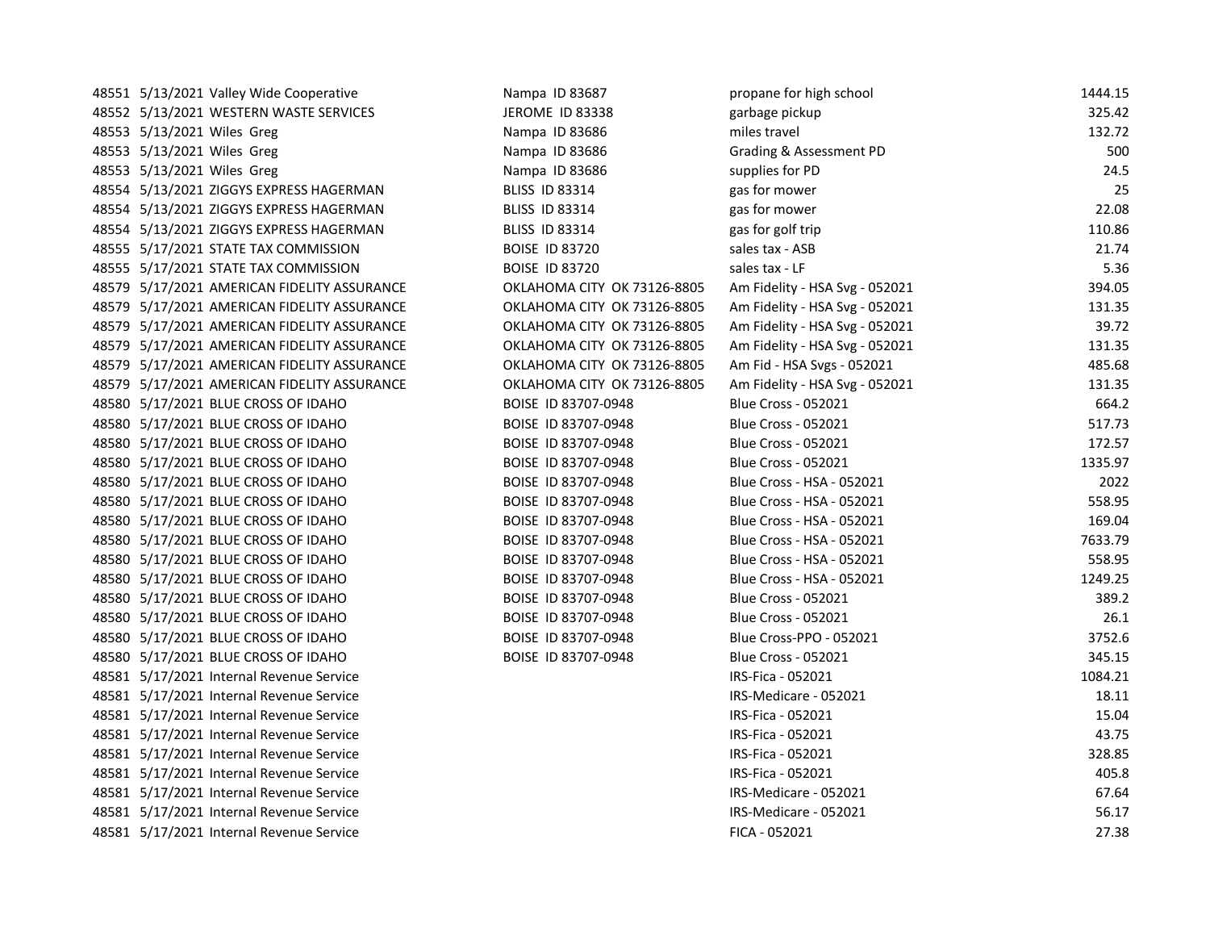| | | | | | |
|---|---|---|---|---|---|
| 48551 | 5/13/2021 | Valley Wide Cooperative | Nampa ID 83687 | propane for high school | 1444.15 |
| 48552 | 5/13/2021 | WESTERN WASTE SERVICES | JEROME ID 83338 | garbage pickup | 325.42 |
| 48553 | 5/13/2021 | Wiles Greg | Nampa ID 83686 | miles travel | 132.72 |
| 48553 | 5/13/2021 | Wiles Greg | Nampa ID 83686 | Grading & Assessment PD | 500 |
| 48553 | 5/13/2021 | Wiles Greg | Nampa ID 83686 | supplies for PD | 24.5 |
| 48554 | 5/13/2021 | ZIGGYS EXPRESS HAGERMAN | BLISS ID 83314 | gas for mower | 25 |
| 48554 | 5/13/2021 | ZIGGYS EXPRESS HAGERMAN | BLISS ID 83314 | gas for mower | 22.08 |
| 48554 | 5/13/2021 | ZIGGYS EXPRESS HAGERMAN | BLISS ID 83314 | gas for golf trip | 110.86 |
| 48555 | 5/17/2021 | STATE TAX COMMISSION | BOISE ID 83720 | sales tax - ASB | 21.74 |
| 48555 | 5/17/2021 | STATE TAX COMMISSION | BOISE ID 83720 | sales tax - LF | 5.36 |
| 48579 | 5/17/2021 | AMERICAN FIDELITY ASSURANCE | OKLAHOMA CITY OK 73126-8805 | Am Fidelity - HSA Svg - 052021 | 394.05 |
| 48579 | 5/17/2021 | AMERICAN FIDELITY ASSURANCE | OKLAHOMA CITY OK 73126-8805 | Am Fidelity - HSA Svg - 052021 | 131.35 |
| 48579 | 5/17/2021 | AMERICAN FIDELITY ASSURANCE | OKLAHOMA CITY OK 73126-8805 | Am Fidelity - HSA Svg - 052021 | 39.72 |
| 48579 | 5/17/2021 | AMERICAN FIDELITY ASSURANCE | OKLAHOMA CITY OK 73126-8805 | Am Fidelity - HSA Svg - 052021 | 131.35 |
| 48579 | 5/17/2021 | AMERICAN FIDELITY ASSURANCE | OKLAHOMA CITY OK 73126-8805 | Am Fid - HSA Svgs - 052021 | 485.68 |
| 48579 | 5/17/2021 | AMERICAN FIDELITY ASSURANCE | OKLAHOMA CITY OK 73126-8805 | Am Fidelity - HSA Svg - 052021 | 131.35 |
| 48580 | 5/17/2021 | BLUE CROSS OF IDAHO | BOISE ID 83707-0948 | Blue Cross - 052021 | 664.2 |
| 48580 | 5/17/2021 | BLUE CROSS OF IDAHO | BOISE ID 83707-0948 | Blue Cross - 052021 | 517.73 |
| 48580 | 5/17/2021 | BLUE CROSS OF IDAHO | BOISE ID 83707-0948 | Blue Cross - 052021 | 172.57 |
| 48580 | 5/17/2021 | BLUE CROSS OF IDAHO | BOISE ID 83707-0948 | Blue Cross - 052021 | 1335.97 |
| 48580 | 5/17/2021 | BLUE CROSS OF IDAHO | BOISE ID 83707-0948 | Blue Cross - HSA - 052021 | 2022 |
| 48580 | 5/17/2021 | BLUE CROSS OF IDAHO | BOISE ID 83707-0948 | Blue Cross - HSA - 052021 | 558.95 |
| 48580 | 5/17/2021 | BLUE CROSS OF IDAHO | BOISE ID 83707-0948 | Blue Cross - HSA - 052021 | 169.04 |
| 48580 | 5/17/2021 | BLUE CROSS OF IDAHO | BOISE ID 83707-0948 | Blue Cross - HSA - 052021 | 7633.79 |
| 48580 | 5/17/2021 | BLUE CROSS OF IDAHO | BOISE ID 83707-0948 | Blue Cross - HSA - 052021 | 558.95 |
| 48580 | 5/17/2021 | BLUE CROSS OF IDAHO | BOISE ID 83707-0948 | Blue Cross - HSA - 052021 | 1249.25 |
| 48580 | 5/17/2021 | BLUE CROSS OF IDAHO | BOISE ID 83707-0948 | Blue Cross - 052021 | 389.2 |
| 48580 | 5/17/2021 | BLUE CROSS OF IDAHO | BOISE ID 83707-0948 | Blue Cross - 052021 | 26.1 |
| 48580 | 5/17/2021 | BLUE CROSS OF IDAHO | BOISE ID 83707-0948 | Blue Cross-PPO - 052021 | 3752.6 |
| 48580 | 5/17/2021 | BLUE CROSS OF IDAHO | BOISE ID 83707-0948 | Blue Cross - 052021 | 345.15 |
| 48581 | 5/17/2021 | Internal Revenue Service | | IRS-Fica - 052021 | 1084.21 |
| 48581 | 5/17/2021 | Internal Revenue Service | | IRS-Medicare - 052021 | 18.11 |
| 48581 | 5/17/2021 | Internal Revenue Service | | IRS-Fica - 052021 | 15.04 |
| 48581 | 5/17/2021 | Internal Revenue Service | | IRS-Fica - 052021 | 43.75 |
| 48581 | 5/17/2021 | Internal Revenue Service | | IRS-Fica - 052021 | 328.85 |
| 48581 | 5/17/2021 | Internal Revenue Service | | IRS-Fica - 052021 | 405.8 |
| 48581 | 5/17/2021 | Internal Revenue Service | | IRS-Medicare - 052021 | 67.64 |
| 48581 | 5/17/2021 | Internal Revenue Service | | IRS-Medicare - 052021 | 56.17 |
| 48581 | 5/17/2021 | Internal Revenue Service | | FICA - 052021 | 27.38 |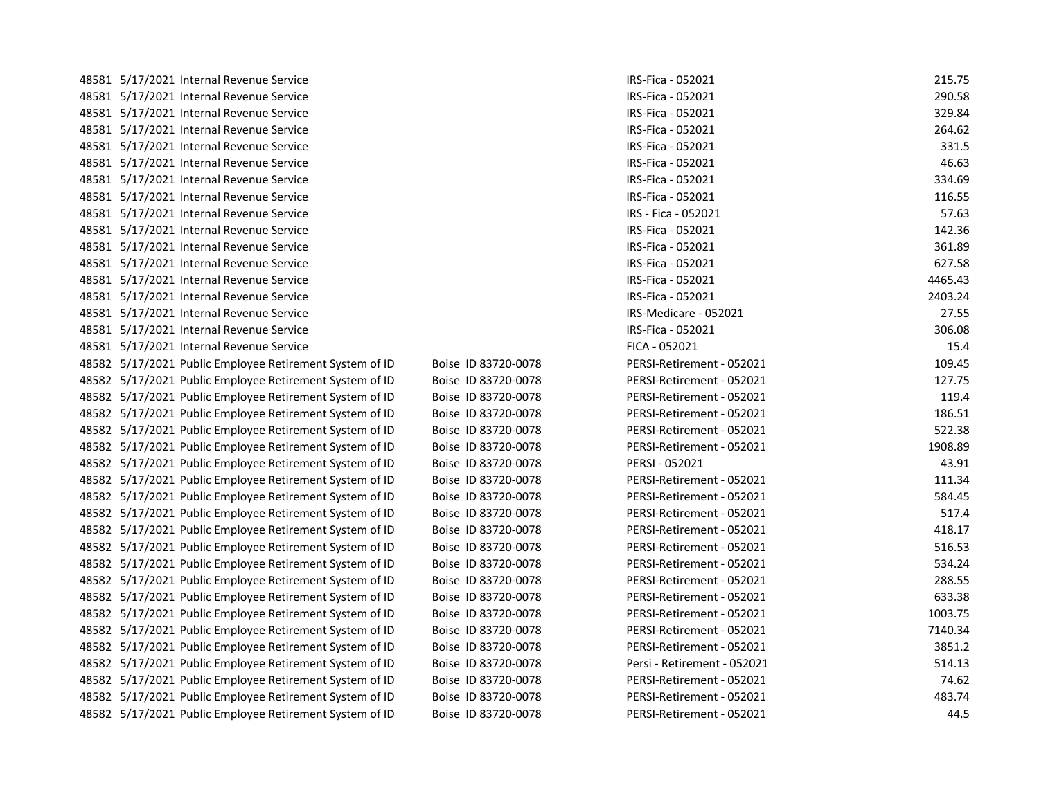| | | | | | |
|---|---|---|---|---|---|
| 48581 | 5/17/2021 | Internal Revenue Service | | IRS-Fica - 052021 | 215.75 |
| 48581 | 5/17/2021 | Internal Revenue Service | | IRS-Fica - 052021 | 290.58 |
| 48581 | 5/17/2021 | Internal Revenue Service | | IRS-Fica - 052021 | 329.84 |
| 48581 | 5/17/2021 | Internal Revenue Service | | IRS-Fica - 052021 | 264.62 |
| 48581 | 5/17/2021 | Internal Revenue Service | | IRS-Fica - 052021 | 331.5 |
| 48581 | 5/17/2021 | Internal Revenue Service | | IRS-Fica - 052021 | 46.63 |
| 48581 | 5/17/2021 | Internal Revenue Service | | IRS-Fica - 052021 | 334.69 |
| 48581 | 5/17/2021 | Internal Revenue Service | | IRS-Fica - 052021 | 116.55 |
| 48581 | 5/17/2021 | Internal Revenue Service | | IRS - Fica - 052021 | 57.63 |
| 48581 | 5/17/2021 | Internal Revenue Service | | IRS-Fica - 052021 | 142.36 |
| 48581 | 5/17/2021 | Internal Revenue Service | | IRS-Fica - 052021 | 361.89 |
| 48581 | 5/17/2021 | Internal Revenue Service | | IRS-Fica - 052021 | 627.58 |
| 48581 | 5/17/2021 | Internal Revenue Service | | IRS-Fica - 052021 | 4465.43 |
| 48581 | 5/17/2021 | Internal Revenue Service | | IRS-Fica - 052021 | 2403.24 |
| 48581 | 5/17/2021 | Internal Revenue Service | | IRS-Medicare - 052021 | 27.55 |
| 48581 | 5/17/2021 | Internal Revenue Service | | IRS-Fica - 052021 | 306.08 |
| 48581 | 5/17/2021 | Internal Revenue Service | | FICA - 052021 | 15.4 |
| 48582 | 5/17/2021 | Public Employee Retirement System of ID | Boise ID 83720-0078 | PERSI-Retirement - 052021 | 109.45 |
| 48582 | 5/17/2021 | Public Employee Retirement System of ID | Boise ID 83720-0078 | PERSI-Retirement - 052021 | 127.75 |
| 48582 | 5/17/2021 | Public Employee Retirement System of ID | Boise ID 83720-0078 | PERSI-Retirement - 052021 | 119.4 |
| 48582 | 5/17/2021 | Public Employee Retirement System of ID | Boise ID 83720-0078 | PERSI-Retirement - 052021 | 186.51 |
| 48582 | 5/17/2021 | Public Employee Retirement System of ID | Boise ID 83720-0078 | PERSI-Retirement - 052021 | 522.38 |
| 48582 | 5/17/2021 | Public Employee Retirement System of ID | Boise ID 83720-0078 | PERSI-Retirement - 052021 | 1908.89 |
| 48582 | 5/17/2021 | Public Employee Retirement System of ID | Boise ID 83720-0078 | PERSI - 052021 | 43.91 |
| 48582 | 5/17/2021 | Public Employee Retirement System of ID | Boise ID 83720-0078 | PERSI-Retirement - 052021 | 111.34 |
| 48582 | 5/17/2021 | Public Employee Retirement System of ID | Boise ID 83720-0078 | PERSI-Retirement - 052021 | 584.45 |
| 48582 | 5/17/2021 | Public Employee Retirement System of ID | Boise ID 83720-0078 | PERSI-Retirement - 052021 | 517.4 |
| 48582 | 5/17/2021 | Public Employee Retirement System of ID | Boise ID 83720-0078 | PERSI-Retirement - 052021 | 418.17 |
| 48582 | 5/17/2021 | Public Employee Retirement System of ID | Boise ID 83720-0078 | PERSI-Retirement - 052021 | 516.53 |
| 48582 | 5/17/2021 | Public Employee Retirement System of ID | Boise ID 83720-0078 | PERSI-Retirement - 052021 | 534.24 |
| 48582 | 5/17/2021 | Public Employee Retirement System of ID | Boise ID 83720-0078 | PERSI-Retirement - 052021 | 288.55 |
| 48582 | 5/17/2021 | Public Employee Retirement System of ID | Boise ID 83720-0078 | PERSI-Retirement - 052021 | 633.38 |
| 48582 | 5/17/2021 | Public Employee Retirement System of ID | Boise ID 83720-0078 | PERSI-Retirement - 052021 | 1003.75 |
| 48582 | 5/17/2021 | Public Employee Retirement System of ID | Boise ID 83720-0078 | PERSI-Retirement - 052021 | 7140.34 |
| 48582 | 5/17/2021 | Public Employee Retirement System of ID | Boise ID 83720-0078 | PERSI-Retirement - 052021 | 3851.2 |
| 48582 | 5/17/2021 | Public Employee Retirement System of ID | Boise ID 83720-0078 | Persi - Retirement - 052021 | 514.13 |
| 48582 | 5/17/2021 | Public Employee Retirement System of ID | Boise ID 83720-0078 | PERSI-Retirement - 052021 | 74.62 |
| 48582 | 5/17/2021 | Public Employee Retirement System of ID | Boise ID 83720-0078 | PERSI-Retirement - 052021 | 483.74 |
| 48582 | 5/17/2021 | Public Employee Retirement System of ID | Boise ID 83720-0078 | PERSI-Retirement - 052021 | 44.5 |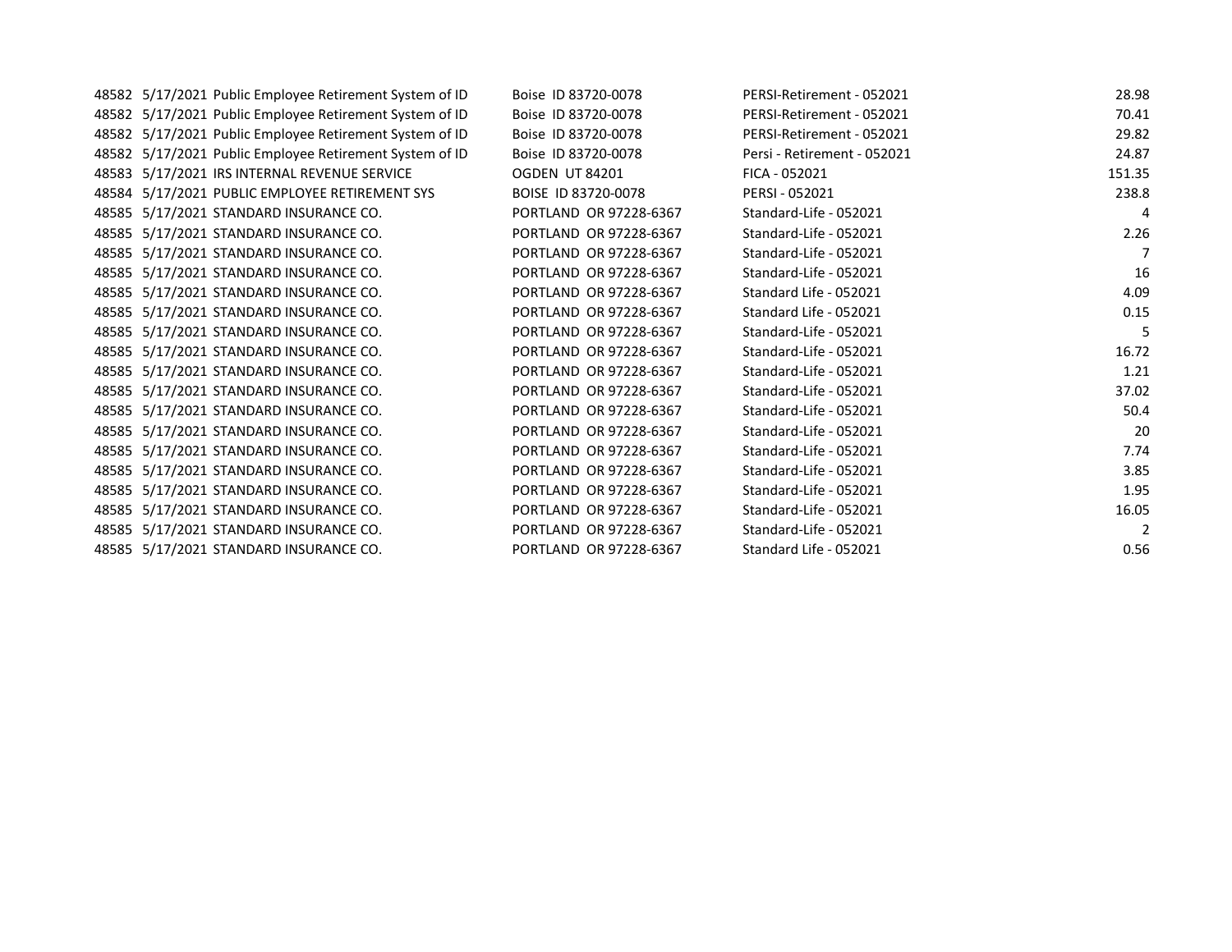| | | | | | |
|---|---|---|---|---|---|
| 48582 | 5/17/2021 | Public Employee Retirement System of ID | Boise ID 83720-0078 | PERSI-Retirement - 052021 | 28.98 |
| 48582 | 5/17/2021 | Public Employee Retirement System of ID | Boise ID 83720-0078 | PERSI-Retirement - 052021 | 70.41 |
| 48582 | 5/17/2021 | Public Employee Retirement System of ID | Boise ID 83720-0078 | PERSI-Retirement - 052021 | 29.82 |
| 48582 | 5/17/2021 | Public Employee Retirement System of ID | Boise ID 83720-0078 | Persi - Retirement - 052021 | 24.87 |
| 48583 | 5/17/2021 | IRS INTERNAL REVENUE SERVICE | OGDEN UT 84201 | FICA - 052021 | 151.35 |
| 48584 | 5/17/2021 | PUBLIC EMPLOYEE RETIREMENT SYS | BOISE ID 83720-0078 | PERSI - 052021 | 238.8 |
| 48585 | 5/17/2021 | STANDARD INSURANCE CO. | PORTLAND OR 97228-6367 | Standard-Life - 052021 | 4 |
| 48585 | 5/17/2021 | STANDARD INSURANCE CO. | PORTLAND OR 97228-6367 | Standard-Life - 052021 | 2.26 |
| 48585 | 5/17/2021 | STANDARD INSURANCE CO. | PORTLAND OR 97228-6367 | Standard-Life - 052021 | 7 |
| 48585 | 5/17/2021 | STANDARD INSURANCE CO. | PORTLAND OR 97228-6367 | Standard-Life - 052021 | 16 |
| 48585 | 5/17/2021 | STANDARD INSURANCE CO. | PORTLAND OR 97228-6367 | Standard Life - 052021 | 4.09 |
| 48585 | 5/17/2021 | STANDARD INSURANCE CO. | PORTLAND OR 97228-6367 | Standard Life - 052021 | 0.15 |
| 48585 | 5/17/2021 | STANDARD INSURANCE CO. | PORTLAND OR 97228-6367 | Standard-Life - 052021 | 5 |
| 48585 | 5/17/2021 | STANDARD INSURANCE CO. | PORTLAND OR 97228-6367 | Standard-Life - 052021 | 16.72 |
| 48585 | 5/17/2021 | STANDARD INSURANCE CO. | PORTLAND OR 97228-6367 | Standard-Life - 052021 | 1.21 |
| 48585 | 5/17/2021 | STANDARD INSURANCE CO. | PORTLAND OR 97228-6367 | Standard-Life - 052021 | 37.02 |
| 48585 | 5/17/2021 | STANDARD INSURANCE CO. | PORTLAND OR 97228-6367 | Standard-Life - 052021 | 50.4 |
| 48585 | 5/17/2021 | STANDARD INSURANCE CO. | PORTLAND OR 97228-6367 | Standard-Life - 052021 | 20 |
| 48585 | 5/17/2021 | STANDARD INSURANCE CO. | PORTLAND OR 97228-6367 | Standard-Life - 052021 | 7.74 |
| 48585 | 5/17/2021 | STANDARD INSURANCE CO. | PORTLAND OR 97228-6367 | Standard-Life - 052021 | 3.85 |
| 48585 | 5/17/2021 | STANDARD INSURANCE CO. | PORTLAND OR 97228-6367 | Standard-Life - 052021 | 1.95 |
| 48585 | 5/17/2021 | STANDARD INSURANCE CO. | PORTLAND OR 97228-6367 | Standard-Life - 052021 | 16.05 |
| 48585 | 5/17/2021 | STANDARD INSURANCE CO. | PORTLAND OR 97228-6367 | Standard-Life - 052021 | 2 |
| 48585 | 5/17/2021 | STANDARD INSURANCE CO. | PORTLAND OR 97228-6367 | Standard Life - 052021 | 0.56 |